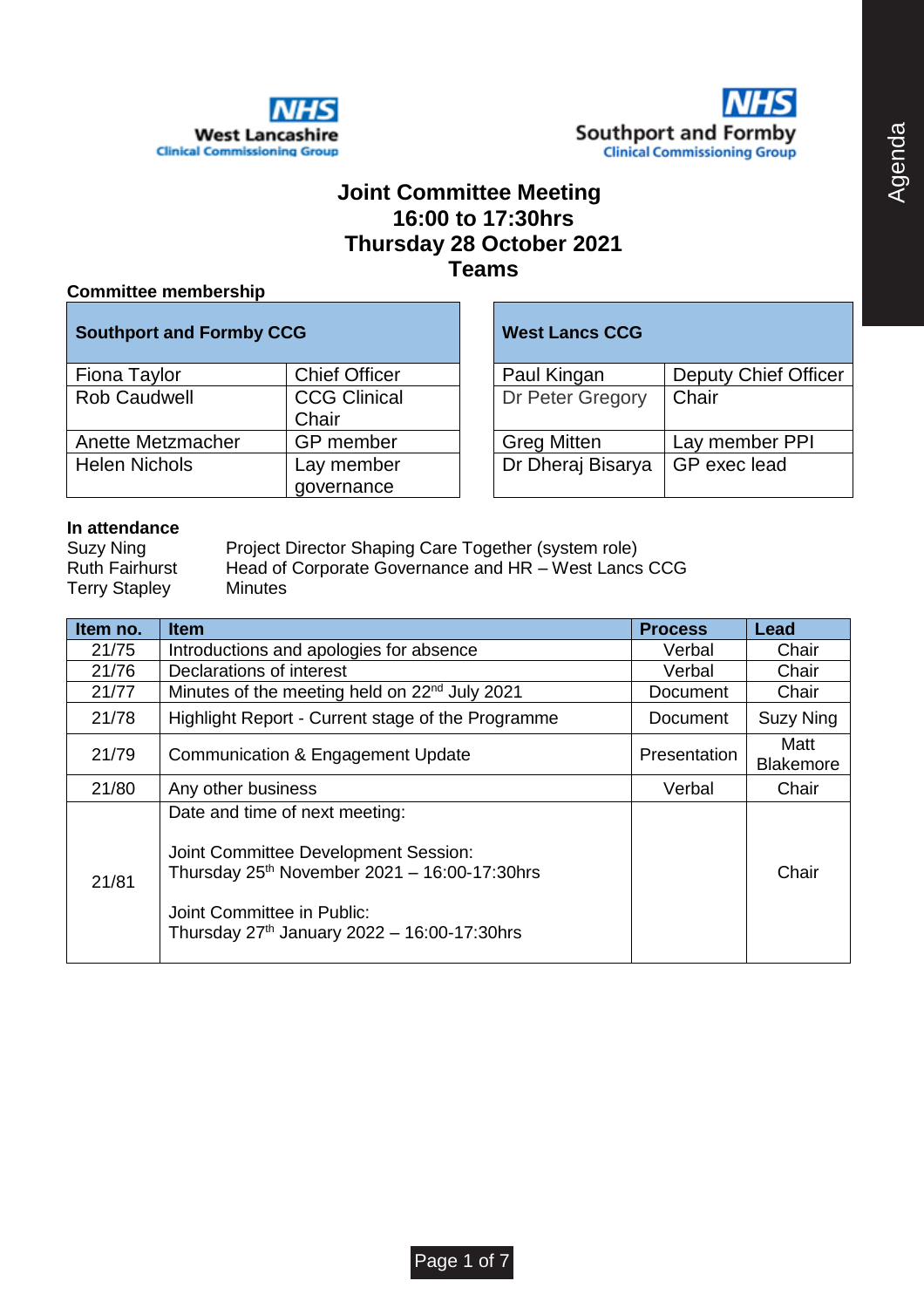NHS West Lancashire Clinical Commissioning Group

NHS Southport and Formby Clinical Commissioning Group

Agenda

# Joint Committee Meeting
## 16:00 to 17:30hrs
## Thursday 28 October 2021
## Teams

**Committee membership**

| Southport and Formby CCG | |
|---|---|
| Fiona Taylor | Chief Officer |
| Rob Caudwell | CCG Clinical Chair |
| Anette Metzmacher | GP member |
| Helen Nichols | Lay member governance |

| West Lancs CCG | |
|---|---|
| Paul Kingan | Deputy Chief Officer |
| Dr Peter Gregory | Chair |
| Greg Mitten | Lay member PPI |
| Dr Dheraj Bisarya | GP exec lead |

**In attendance**

| | |
|---|---|
| Suzy Ning | Project Director Shaping Care Together (system role) |
| Ruth Fairhurst | Head of Corporate Governance and HR – West Lancs CCG |
| Terry Stapley | Minutes |

| Item no. | Item | Process | Lead |
|---|---|---|---|
| 21/75 | Introductions and apologies for absence | Verbal | Chair |
| 21/76 | Declarations of interest | Verbal | Chair |
| 21/77 | Minutes of the meeting held on 22nd July 2021 | Document | Chair |
| 21/78 | Highlight Report - Current stage of the Programme | Document | Suzy Ning |
| 21/79 | Communication & Engagement Update | Presentation | Matt Blakemore |
| 21/80 | Any other business | Verbal | Chair |
| 21/81 | Date and time of next meeting:<br><br>Joint Committee Development Session:<br>Thursday 25th November 2021 – 16:00-17:30hrs<br><br>Joint Committee in Public:<br>Thursday 27th January 2022 – 16:00-17:30hrs | | Chair |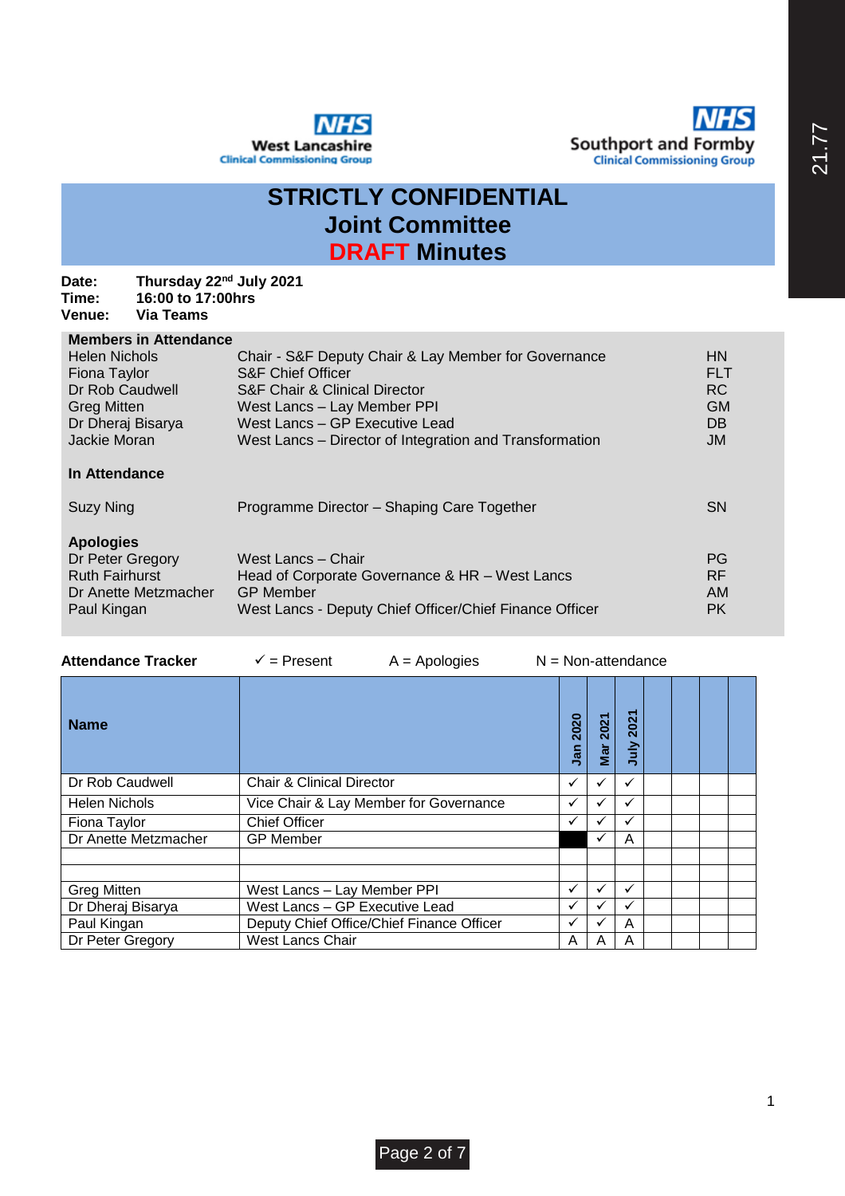NHS West Lancashire Clinical Commissioning Group

NHS Southport and Formby Clinical Commissioning Group

21.77

# STRICTLY CONFIDENTIAL
# Joint Committee
# DRAFT Minutes

**Date:** Thursday 22nd July 2021
**Time:** 16:00 to 17:00hrs
**Venue:** Via Teams

**Members in Attendance**

| | | |
|---|---|---|
| Helen Nichols | Chair - S&F Deputy Chair & Lay Member for Governance | HN |
| Fiona Taylor | S&F Chief Officer | FLT |
| Dr Rob Caudwell | S&F Chair & Clinical Director | RC |
| Greg Mitten | West Lancs – Lay Member PPI | GM |
| Dr Dheraj Bisarya | West Lancs – GP Executive Lead | DB |
| Jackie Moran | West Lancs – Director of Integration and Transformation | JM |

**In Attendance**

| | | |
|---|---|---|
| Suzy Ning | Programme Director – Shaping Care Together | SN |

**Apologies**

| | | |
|---|---|---|
| Dr Peter Gregory | West Lancs – Chair | PG |
| Ruth Fairhurst | Head of Corporate Governance & HR – West Lancs | RF |
| Dr Anette Metzmacher | GP Member | AM |
| Paul Kingan | West Lancs - Deputy Chief Officer/Chief Finance Officer | PK |

**Attendance Tracker** ✓ = Present A = Apologies N = Non-attendance

| Name | | Jan 2020 | Mar 2021 | July 2021 | | | | |
|---|---|---|---|---|---|---|---|---|
| Dr Rob Caudwell | Chair & Clinical Director | ✓ | ✓ | ✓ | | | | |
| Helen Nichols | Vice Chair & Lay Member for Governance | ✓ | ✓ | ✓ | | | | |
| Fiona Taylor | Chief Officer | ✓ | ✓ | ✓ | | | | |
| Dr Anette Metzmacher | GP Member | | ✓ | A | | | | |
| | | | | | | | | |
| Greg Mitten | West Lancs – Lay Member PPI | ✓ | ✓ | ✓ | | | | |
| Dr Dheraj Bisarya | West Lancs – GP Executive Lead | ✓ | ✓ | ✓ | | | | |
| Paul Kingan | Deputy Chief Office/Chief Finance Officer | ✓ | ✓ | A | | | | |
| Dr Peter Gregory | West Lancs Chair | A | A | A | | | | |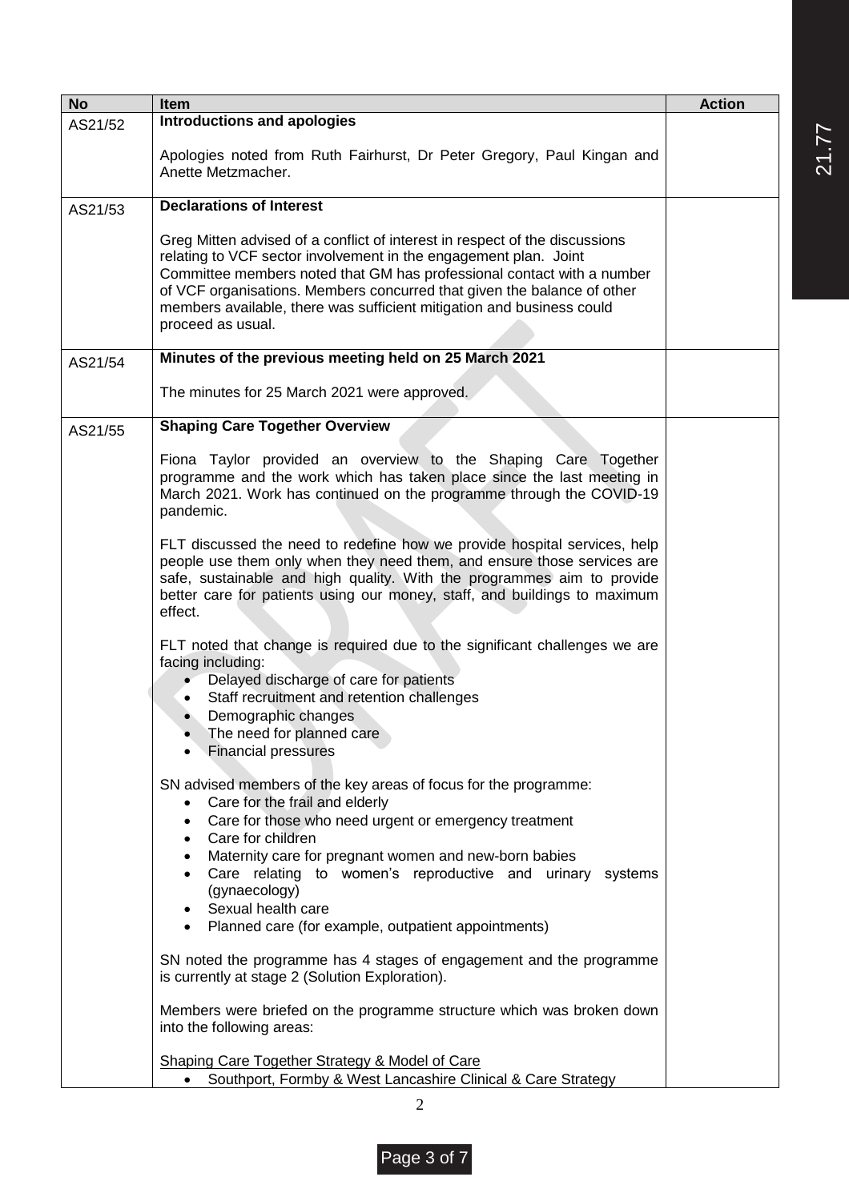| No | Item | Action |
|---|---|---|
| AS21/52 | **Introductions and apologies**<br><br>Apologies noted from Ruth Fairhurst, Dr Peter Gregory, Paul Kingan and Anette Metzmacher. | |
| AS21/53 | **Declarations of Interest**<br><br>Greg Mitten advised of a conflict of interest in respect of the discussions relating to VCF sector involvement in the engagement plan. Joint Committee members noted that GM has professional contact with a number of VCF organisations. Members concurred that given the balance of other members available, there was sufficient mitigation and business could proceed as usual. | |
| AS21/54 | **Minutes of the previous meeting held on 25 March 2021**<br><br>The minutes for 25 March 2021 were approved. | |
| AS21/55 | **Shaping Care Together Overview**<br><br>Fiona Taylor provided an overview to the Shaping Care Together programme and the work which has taken place since the last meeting in March 2021. Work has continued on the programme through the COVID-19 pandemic.<br><br>FLT discussed the need to redefine how we provide hospital services, help people use them only when they need them, and ensure those services are safe, sustainable and high quality. With the programmes aim to provide better care for patients using our money, staff, and buildings to maximum effect.<br><br>FLT noted that change is required due to the significant challenges we are facing including:<br>• Delayed discharge of care for patients<br>• Staff recruitment and retention challenges<br>• Demographic changes<br>• The need for planned care<br>• Financial pressures<br><br>SN advised members of the key areas of focus for the programme:<br>• Care for the frail and elderly<br>• Care for those who need urgent or emergency treatment<br>• Care for children<br>• Maternity care for pregnant women and new-born babies<br>• Care relating to women's reproductive and urinary systems (gynaecology)<br>• Sexual health care<br>• Planned care (for example, outpatient appointments)<br><br>SN noted the programme has 4 stages of engagement and the programme is currently at stage 2 (Solution Exploration).<br><br>Members were briefed on the programme structure which was broken down into the following areas:<br><br><u>Shaping Care Together Strategy & Model of Care</u><br>• Southport, Formby & West Lancashire Clinical & Care Strategy | |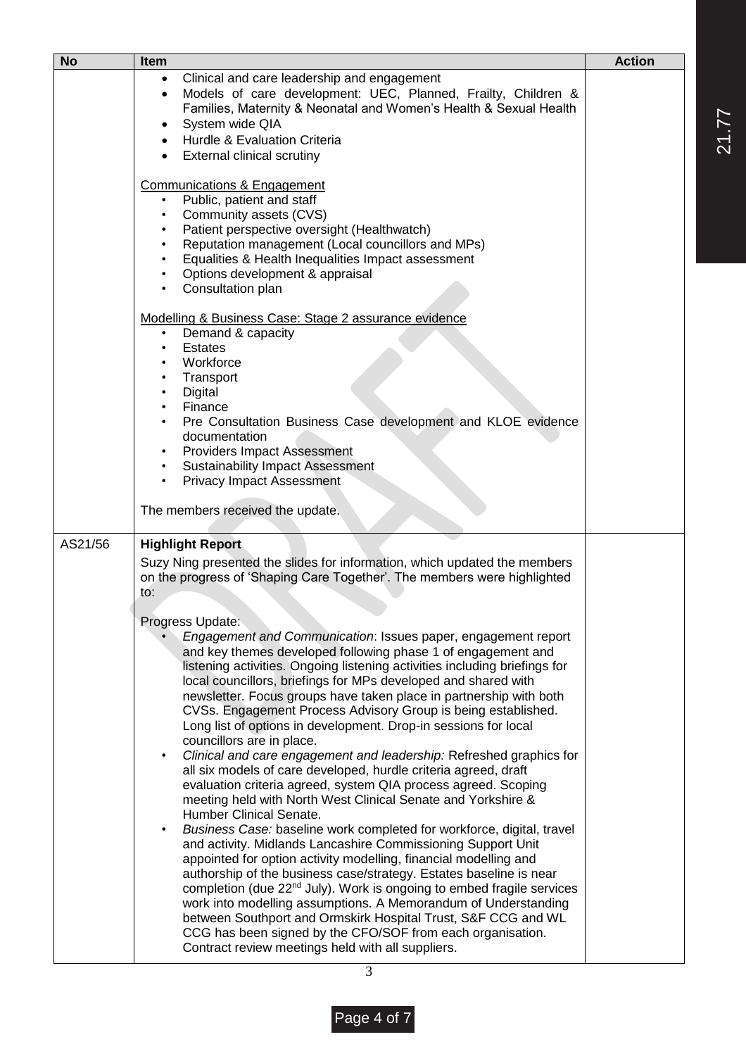| No | Item | Action |
|---|---|---|
| | • Clinical and care leadership and engagement<br>• Models of care development: UEC, Planned, Frailty, Children & Families, Maternity & Neonatal and Women's Health & Sexual Health<br>• System wide QIA<br>• Hurdle & Evaluation Criteria<br>• External clinical scrutiny<br><br><u>Communications & Engagement</u><br>• Public, patient and staff<br>• Community assets (CVS)<br>• Patient perspective oversight (Healthwatch)<br>• Reputation management (Local councillors and MPs)<br>• Equalities & Health Inequalities Impact assessment<br>• Options development & appraisal<br>• Consultation plan<br><br><u>Modelling & Business Case: Stage 2 assurance evidence</u><br>• Demand & capacity<br>• Estates<br>• Workforce<br>• Transport<br>• Digital<br>• Finance<br>• Pre Consultation Business Case development and KLOE evidence documentation<br>• Providers Impact Assessment<br>• Sustainability Impact Assessment<br>• Privacy Impact Assessment<br><br>The members received the update. | |
| AS21/56 | **Highlight Report**<br>Suzy Ning presented the slides for information, which updated the members on the progress of 'Shaping Care Together'. The members were highlighted to:<br><br>Progress Update:<br>• *Engagement and Communication*: Issues paper, engagement report and key themes developed following phase 1 of engagement and listening activities. Ongoing listening activities including briefings for local councillors, briefings for MPs developed and shared with newsletter. Focus groups have taken place in partnership with both CVSs. Engagement Process Advisory Group is being established. Long list of options in development. Drop-in sessions for local councillors are in place.<br>• *Clinical and care engagement and leadership:* Refreshed graphics for all six models of care developed, hurdle criteria agreed, draft evaluation criteria agreed, system QIA process agreed. Scoping meeting held with North West Clinical Senate and Yorkshire & Humber Clinical Senate.<br>• *Business Case:* baseline work completed for workforce, digital, travel and activity. Midlands Lancashire Commissioning Support Unit appointed for option activity modelling, financial modelling and authorship of the business case/strategy. Estates baseline is near completion (due 22nd July). Work is ongoing to embed fragile services work into modelling assumptions. A Memorandum of Understanding between Southport and Ormskirk Hospital Trust, S&F CCG and WL CCG has been signed by the CFO/SOF from each organisation. Contract review meetings held with all suppliers. | |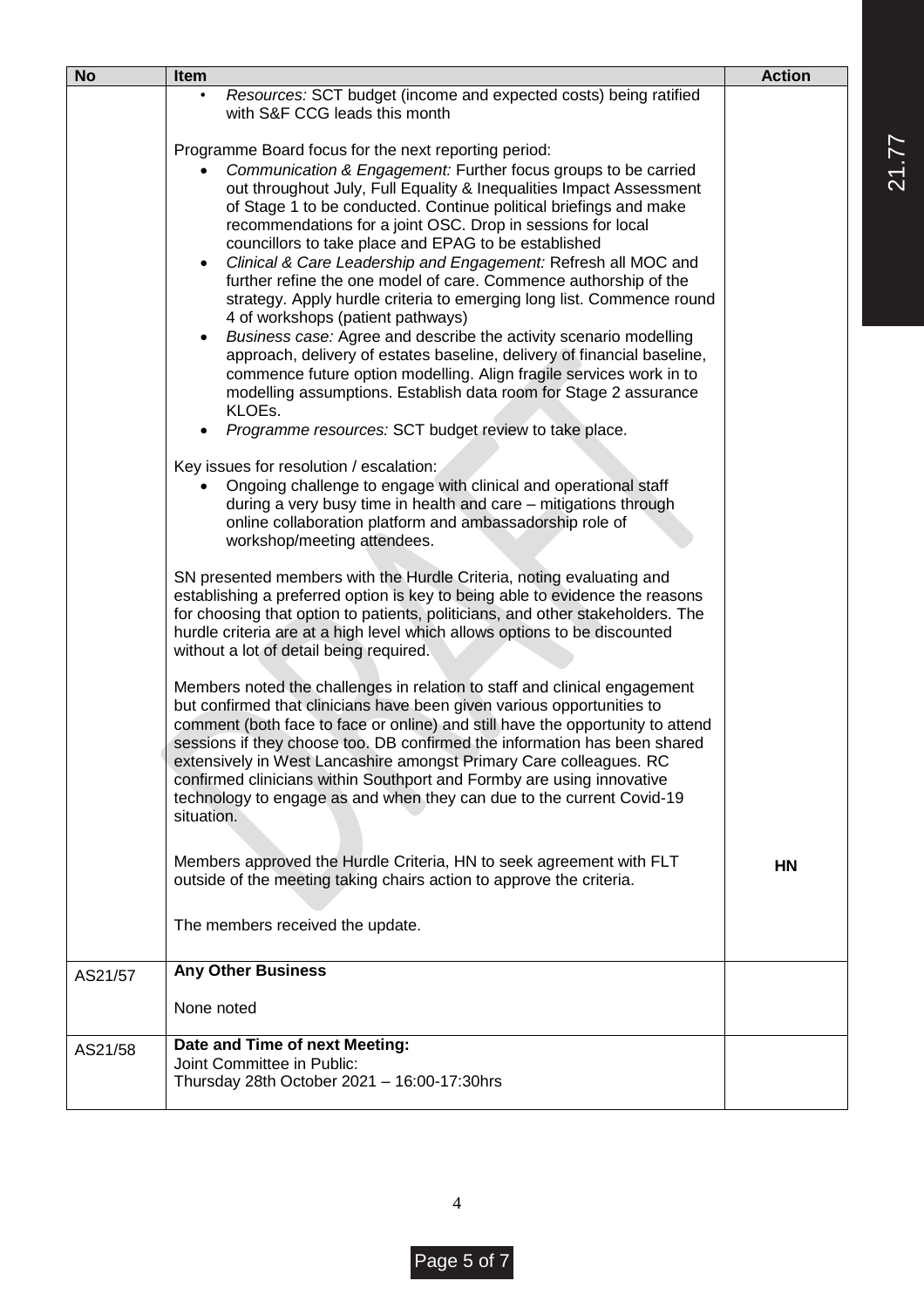| No | Item | Action |
|---|---|---|
| | • *Resources:* SCT budget (income and expected costs) being ratified with S&F CCG leads this month<br><br>Programme Board focus for the next reporting period:<br>• *Communication & Engagement:* Further focus groups to be carried out throughout July, Full Equality & Inequalities Impact Assessment of Stage 1 to be conducted. Continue political briefings and make recommendations for a joint OSC. Drop in sessions for local councillors to take place and EPAG to be established<br>• *Clinical & Care Leadership and Engagement:* Refresh all MOC and further refine the one model of care. Commence authorship of the strategy. Apply hurdle criteria to emerging long list. Commence round 4 of workshops (patient pathways)<br>• *Business case:* Agree and describe the activity scenario modelling approach, delivery of estates baseline, delivery of financial baseline, commence future option modelling. Align fragile services work in to modelling assumptions. Establish data room for Stage 2 assurance KLOEs.<br>• *Programme resources:* SCT budget review to take place.<br><br>Key issues for resolution / escalation:<br>• Ongoing challenge to engage with clinical and operational staff during a very busy time in health and care – mitigations through online collaboration platform and ambassadorship role of workshop/meeting attendees.<br><br>SN presented members with the Hurdle Criteria, noting evaluating and establishing a preferred option is key to being able to evidence the reasons for choosing that option to patients, politicians, and other stakeholders. The hurdle criteria are at a high level which allows options to be discounted without a lot of detail being required.<br><br>Members noted the challenges in relation to staff and clinical engagement but confirmed that clinicians have been given various opportunities to comment (both face to face or online) and still have the opportunity to attend sessions if they choose too. DB confirmed the information has been shared extensively in West Lancashire amongst Primary Care colleagues. RC confirmed clinicians within Southport and Formby are using innovative technology to engage as and when they can due to the current Covid-19 situation.<br><br>Members approved the Hurdle Criteria, HN to seek agreement with FLT outside of the meeting taking chairs action to approve the criteria.<br><br>The members received the update. | <br><br><br><br><br><br><br><br><br><br><br><br><br><br><br><br><br><br><br><br><br><br><br><br><br><br><br>**HN** |
| AS21/57 | **Any Other Business**<br><br>None noted | |
| AS21/58 | **Date and Time of next Meeting:**<br>Joint Committee in Public:<br>Thursday 28th October 2021 – 16:00-17:30hrs | |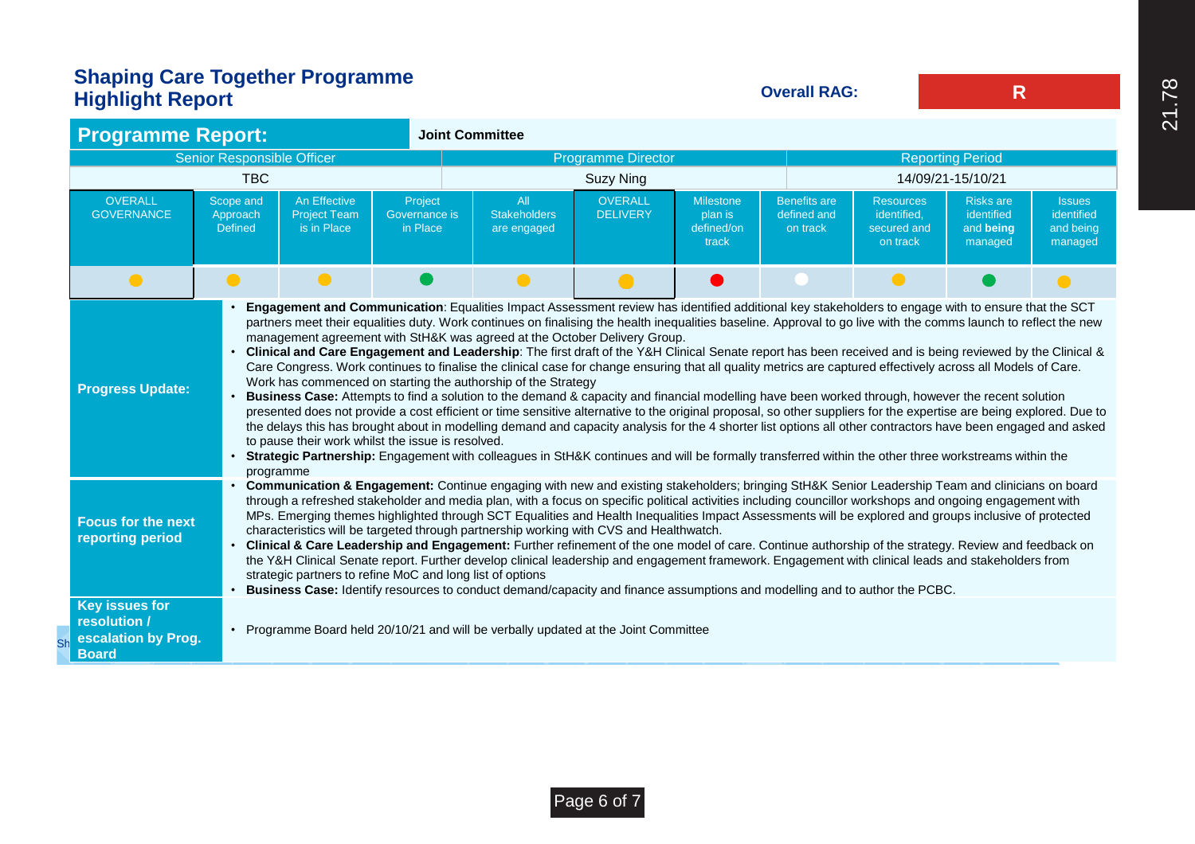# Shaping Care Together Programme Highlight Report

**Overall RAG:** R

| **Programme Report:** | **Joint Committee** | |
|---|---|---|
| Senior Responsible Officer | Programme Director | Reporting Period |
| TBC | Suzy Ning | 14/09/21-15/10/21 |

| OVERALL GOVERNANCE | Scope and Approach Defined | An Effective Project Team is in Place | Project Governance is in Place | All Stakeholders are engaged | OVERALL DELIVERY | Milestone plan is defined/on track | Benefits are defined and on track | Resources identified, secured and on track | Risks are identified and **being** managed | Issues identified and being managed |
|---|---|---|---|---|---|---|---|---|---|---|
| Amber | Amber | Amber | Green | Amber | Amber | Red | White | Amber | Green | Amber |

**Progress Update:**

- **Engagement and Communication**: Equalities Impact Assessment review has identified additional key stakeholders to engage with to ensure that the SCT partners meet their equalities duty. Work continues on finalising the health inequalities baseline. Approval to go live with the comms launch to reflect the new management agreement with StH&K was agreed at the October Delivery Group.
- **Clinical and Care Engagement and Leadership**: The first draft of the Y&H Clinical Senate report has been received and is being reviewed by the Clinical & Care Congress. Work continues to finalise the clinical case for change ensuring that all quality metrics are captured effectively across all Models of Care. Work has commenced on starting the authorship of the Strategy
- **Business Case:** Attempts to find a solution to the demand & capacity and financial modelling have been worked through, however the recent solution presented does not provide a cost efficient or time sensitive alternative to the original proposal, so other suppliers for the expertise are being explored. Due to the delays this has brought about in modelling demand and capacity analysis for the 4 shorter list options all other contractors have been engaged and asked to pause their work whilst the issue is resolved.
- **Strategic Partnership:** Engagement with colleagues in StH&K continues and will be formally transferred within the other three workstreams within the programme

**Focus for the next reporting period**

- **Communication & Engagement:** Continue engaging with new and existing stakeholders; bringing StH&K Senior Leadership Team and clinicians on board through a refreshed stakeholder and media plan, with a focus on specific political activities including councillor workshops and ongoing engagement with MPs. Emerging themes highlighted through SCT Equalities and Health Inequalities Impact Assessments will be explored and groups inclusive of protected characteristics will be targeted through partnership working with CVS and Healthwatch.
- **Clinical & Care Leadership and Engagement:** Further refinement of the one model of care. Continue authorship of the strategy. Review and feedback on the Y&H Clinical Senate report. Further develop clinical leadership and engagement framework. Engagement with clinical leads and stakeholders from strategic partners to refine MoC and long list of options
- **Business Case:** Identify resources to conduct demand/capacity and finance assumptions and modelling and to author the PCBC.

**Key issues for resolution / escalation by Prog. Board**

- Programme Board held 20/10/21 and will be verbally updated at the Joint Committee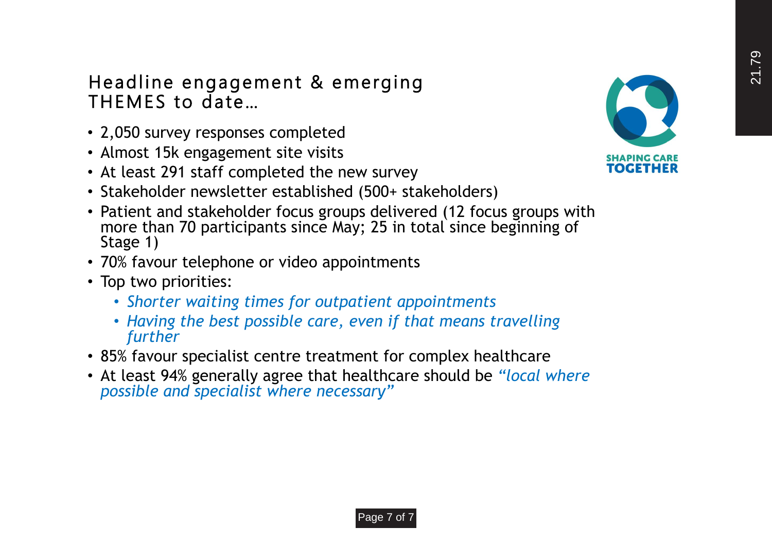## Headline engagement & emerging THEMES to date…

- 2,050 survey responses completed
- Almost 15k engagement site visits
- At least 291 staff completed the new survey
- Stakeholder newsletter established (500+ stakeholders)
- Patient and stakeholder focus groups delivered (12 focus groups with more than 70 participants since May; 25 in total since beginning of Stage 1)
- 70% favour telephone or video appointments
- Top two priorities:
  - *Shorter waiting times for outpatient appointments*
  - *Having the best possible care, even if that means travelling further*
- 85% favour specialist centre treatment for complex healthcare
- At least 94% generally agree that healthcare should be *"local where possible and specialist where necessary"*

SHAPING CARE
TOGETHER